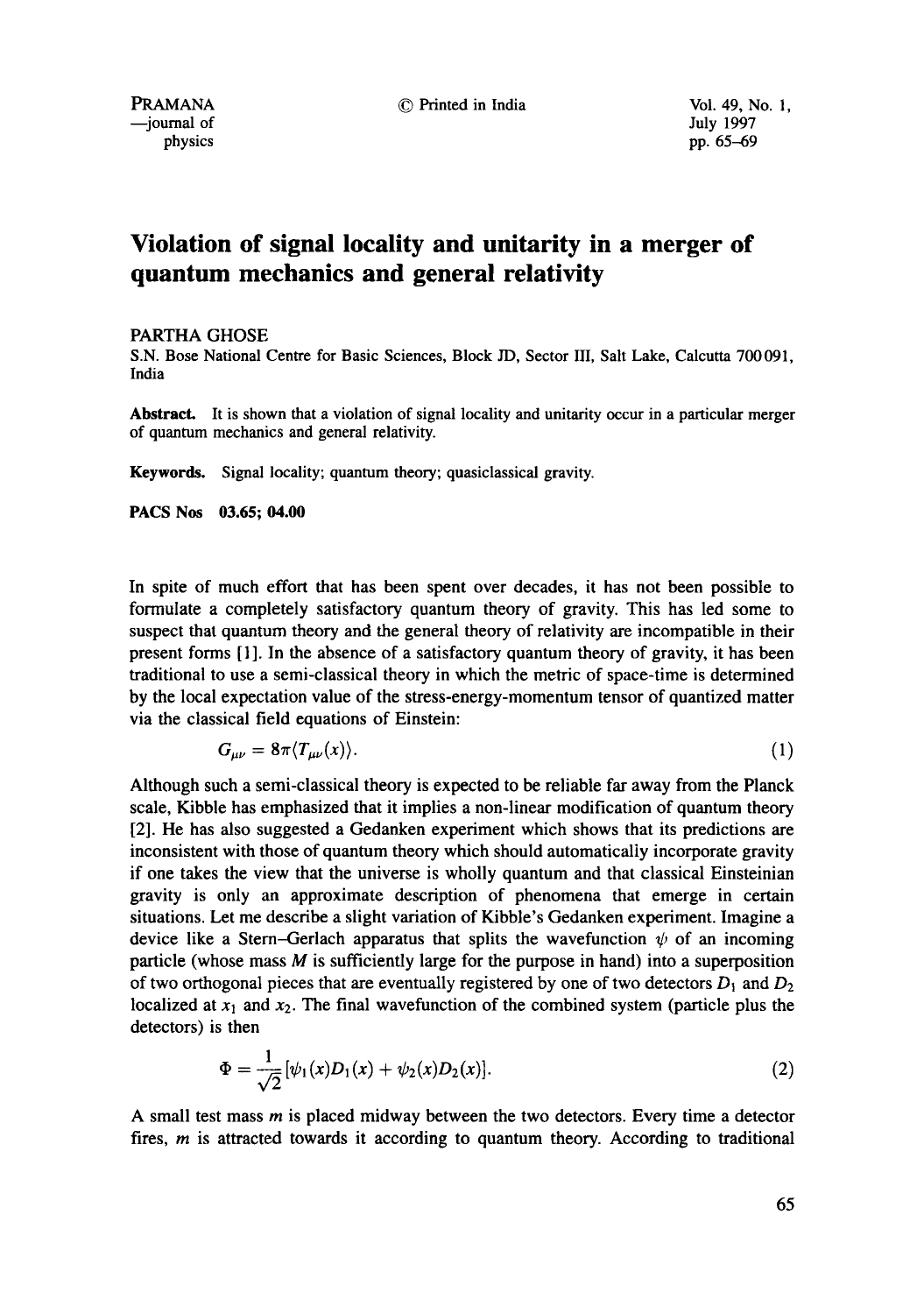# Violation of signal locality and unitarity in a merger of quantum mechanics and general relativity

PARTHA GHOSE

S.N. Bose National Centre for Basic Sciences, Block JD, Sector III, Salt Lake, Calcutta 700091, India

**Abstract.** It is shown that a violation of signal locality and unitarity occur in a particular merger of quantum mechanics and general relativity.

**Keywords.** Signal locality; quantum theory; quasiclassical gravity.

**PACS Nos** 03.65; 04.00

In spite of much effort that has been spent over decades, it has not been possible to formulate a completely satisfactory quantum theory of gravity. This has led some to suspect that quantum theory and the general theory of relativity are incompatible in their present forms [1]. In the absence of a satisfactory quantum theory of gravity, it has been traditional to use a semi-classical theory in which the metric of space-time is determined by the local expectation value of the stress-energy-momentum tensor of quantized matter via the classical field equations of Einstein:

$$G_{\mu\nu} = 8\pi\langle T_{\mu\nu}(x)\rangle. \tag{1}$$

Although such a semi-classical theory is expected to be reliable far away from the Planck scale, Kibble has emphasized that it implies a non-linear modification of quantum theory [2]. He has also suggested a Gedanken experiment which shows that its predictions are inconsistent with those of quantum theory which should automatically incorporate gravity if one takes the view that the universe is wholly quantum and that classical Einsteinian gravity is only an approximate description of phenomena that emerge in certain situations. Let me describe a slight variation of Kibble's Gedanken experiment. Imagine a device like a Stern–Gerlach apparatus that splits the wavefunction $\psi$ of an incoming particle (whose mass $M$ is sufficiently large for the purpose in hand) into a superposition of two orthogonal pieces that are eventually registered by one of two detectors $D_1$ and $D_2$ localized at $x_1$ and $x_2$. The final wavefunction of the combined system (particle plus the detectors) is then

$$\Phi = \frac{1}{\sqrt{2}}[\psi_1(x)D_1(x) + \psi_2(x)D_2(x)]. \tag{2}$$

A small test mass $m$ is placed midway between the two detectors. Every time a detector fires, $m$ is attracted towards it according to quantum theory. According to traditional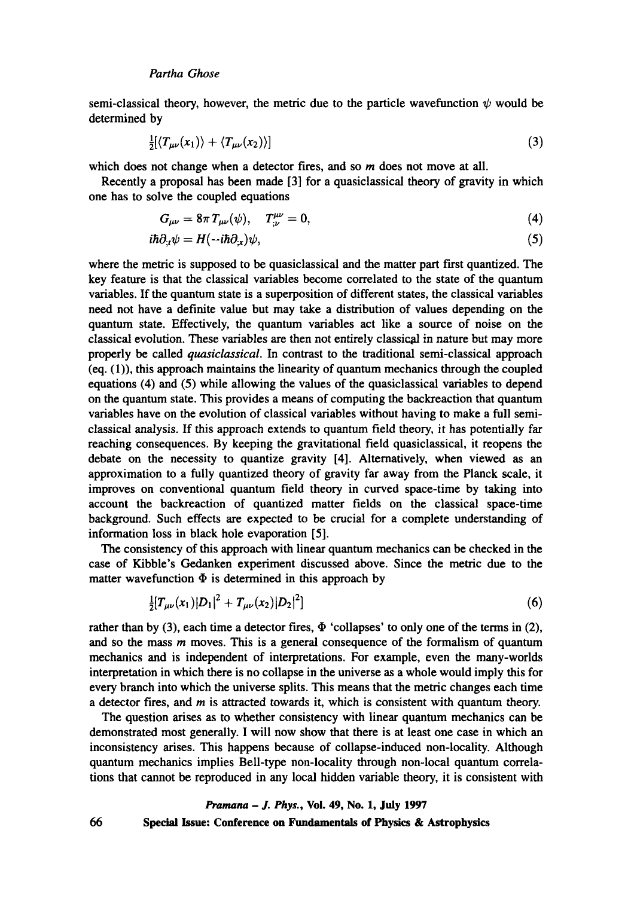semi-classical theory, however, the metric due to the particle wavefunction $\psi$ would be determined by

$$\tfrac{1}{2}[\langle T_{\mu\nu}(x_1)\rangle + \langle T_{\mu\nu}(x_2)\rangle] \tag{3}$$

which does not change when a detector fires, and so $m$ does not move at all.

Recently a proposal has been made [3] for a quasiclassical theory of gravity in which one has to solve the coupled equations

$$G_{\mu\nu} = 8\pi T_{\mu\nu}(\psi), \quad T^{\mu\nu}_{;\nu} = 0, \tag{4}$$

$$i\hbar\partial_{,t}\psi = H(-i\hbar\partial_{,x})\psi, \tag{5}$$

where the metric is supposed to be quasiclassical and the matter part first quantized. The key feature is that the classical variables become correlated to the state of the quantum variables. If the quantum state is a superposition of different states, the classical variables need not have a definite value but may take a distribution of values depending on the quantum state. Effectively, the quantum variables act like a source of noise on the classical evolution. These variables are then not entirely classical in nature but may more properly be called *quasiclassical*. In contrast to the traditional semi-classical approach (eq. (1)), this approach maintains the linearity of quantum mechanics through the coupled equations (4) and (5) while allowing the values of the quasiclassical variables to depend on the quantum state. This provides a means of computing the backreaction that quantum variables have on the evolution of classical variables without having to make a full semi-classical analysis. If this approach extends to quantum field theory, it has potentially far reaching consequences. By keeping the gravitational field quasiclassical, it reopens the debate on the necessity to quantize gravity [4]. Alternatively, when viewed as an approximation to a fully quantized theory of gravity far away from the Planck scale, it improves on conventional quantum field theory in curved space-time by taking into account the backreaction of quantized matter fields on the classical space-time background. Such effects are expected to be crucial for a complete understanding of information loss in black hole evaporation [5].

The consistency of this approach with linear quantum mechanics can be checked in the case of Kibble's Gedanken experiment discussed above. Since the metric due to the matter wavefunction $\Phi$ is determined in this approach by

$$\tfrac{1}{2}[T_{\mu\nu}(x_1)|D_1|^2 + T_{\mu\nu}(x_2)|D_2|^2] \tag{6}$$

rather than by (3), each time a detector fires, $\Phi$ 'collapses' to only one of the terms in (2), and so the mass $m$ moves. This is a general consequence of the formalism of quantum mechanics and is independent of interpretations. For example, even the many-worlds interpretation in which there is no collapse in the universe as a whole would imply this for every branch into which the universe splits. This means that the metric changes each time a detector fires, and $m$ is attracted towards it, which is consistent with quantum theory.

The question arises as to whether consistency with linear quantum mechanics can be demonstrated most generally. I will now show that there is at least one case in which an inconsistency arises. This happens because of collapse-induced non-locality. Although quantum mechanics implies Bell-type non-locality through non-local quantum correlations that cannot be reproduced in any local hidden variable theory, it is consistent with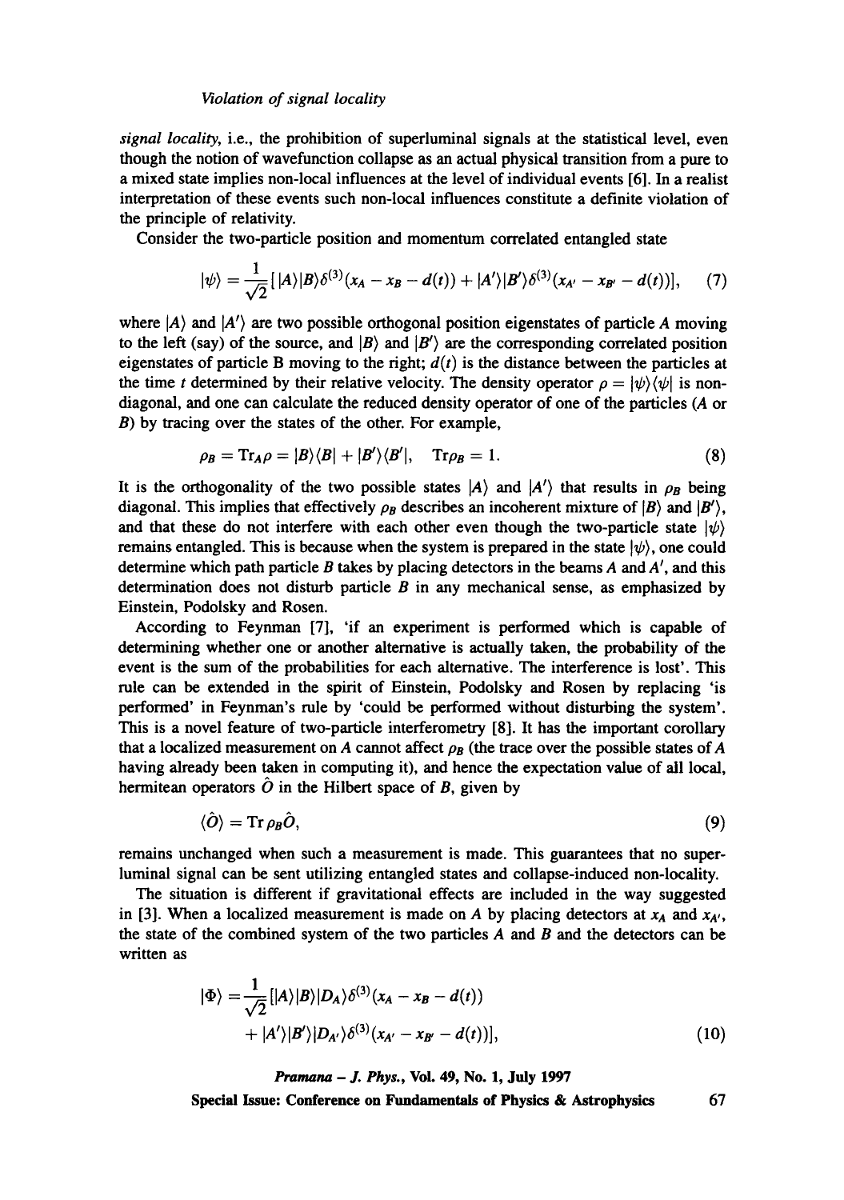*signal locality*, i.e., the prohibition of superluminal signals at the statistical level, even though the notion of wavefunction collapse as an actual physical transition from a pure to a mixed state implies non-local influences at the level of individual events [6]. In a realist interpretation of these events such non-local influences constitute a definite violation of the principle of relativity.

Consider the two-particle position and momentum correlated entangled state

$$|\psi\rangle = \frac{1}{\sqrt{2}}[\,|A\rangle|B\rangle\delta^{(3)}(x_A - x_B - d(t)) + |A'\rangle|B'\rangle\delta^{(3)}(x_{A'} - x_{B'} - d(t))], \quad (7)$$

where $|A\rangle$ and $|A'\rangle$ are two possible orthogonal position eigenstates of particle $A$ moving to the left (say) of the source, and $|B\rangle$ and $|B'\rangle$ are the corresponding correlated position eigenstates of particle B moving to the right; $d(t)$ is the distance between the particles at the time $t$ determined by their relative velocity. The density operator $\rho = |\psi\rangle\langle\psi|$ is non-diagonal, and one can calculate the reduced density operator of one of the particles ($A$ or $B$) by tracing over the states of the other. For example,

$$\rho_B = \mathrm{Tr}_A\rho = |B\rangle\langle B| + |B'\rangle\langle B'|, \quad \mathrm{Tr}\rho_B = 1. \quad (8)$$

It is the orthogonality of the two possible states $|A\rangle$ and $|A'\rangle$ that results in $\rho_B$ being diagonal. This implies that effectively $\rho_B$ describes an incoherent mixture of $|B\rangle$ and $|B'\rangle$, and that these do not interfere with each other even though the two-particle state $|\psi\rangle$ remains entangled. This is because when the system is prepared in the state $|\psi\rangle$, one could determine which path particle $B$ takes by placing detectors in the beams $A$ and $A'$, and this determination does not disturb particle $B$ in any mechanical sense, as emphasized by Einstein, Podolsky and Rosen.

According to Feynman [7], 'if an experiment is performed which is capable of determining whether one or another alternative is actually taken, the probability of the event is the sum of the probabilities for each alternative. The interference is lost'. This rule can be extended in the spirit of Einstein, Podolsky and Rosen by replacing 'is performed' in Feynman's rule by 'could be performed without disturbing the system'. This is a novel feature of two-particle interferometry [8]. It has the important corollary that a localized measurement on $A$ cannot affect $\rho_B$ (the trace over the possible states of $A$ having already been taken in computing it), and hence the expectation value of all local, hermitean operators $\hat{O}$ in the Hilbert space of $B$, given by

$$\langle\hat{O}\rangle = \mathrm{Tr}\,\rho_B\hat{O}, \quad (9)$$

remains unchanged when such a measurement is made. This guarantees that no superluminal signal can be sent utilizing entangled states and collapse-induced non-locality.

The situation is different if gravitational effects are included in the way suggested in [3]. When a localized measurement is made on $A$ by placing detectors at $x_A$ and $x_{A'}$, the state of the combined system of the two particles $A$ and $B$ and the detectors can be written as

$$|\Phi\rangle = \frac{1}{\sqrt{2}}[|A\rangle|B\rangle|D_A\rangle\delta^{(3)}(x_A - x_B - d(t)) + |A'\rangle|B'\rangle|D_{A'}\rangle\delta^{(3)}(x_{A'} - x_{B'} - d(t))], \quad (10)$$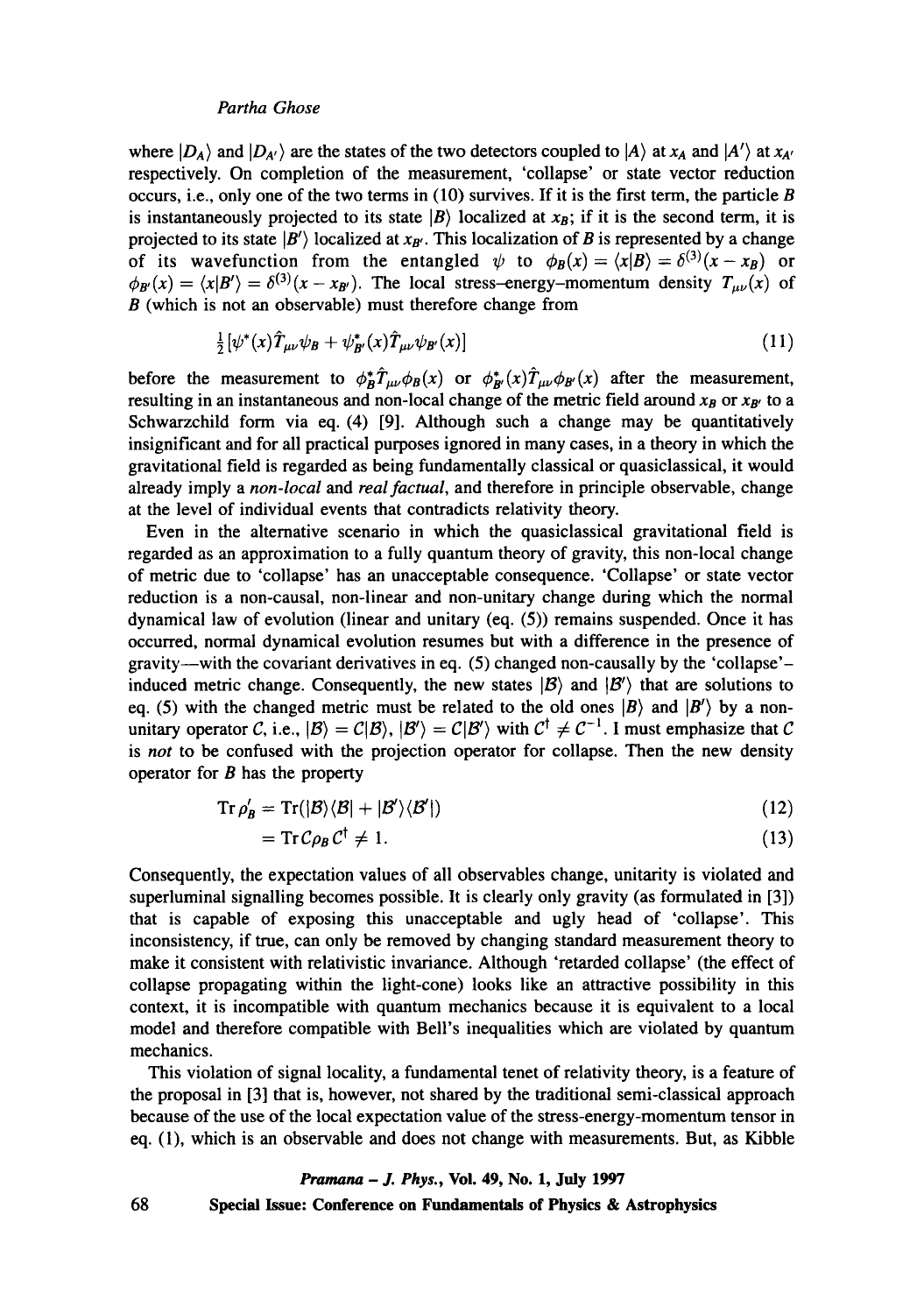where $|D_A\rangle$ and $|D_{A'}\rangle$ are the states of the two detectors coupled to $|A\rangle$ at $x_A$ and $|A'\rangle$ at $x_{A'}$ respectively. On completion of the measurement, 'collapse' or state vector reduction occurs, i.e., only one of the two terms in (10) survives. If it is the first term, the particle $B$ is instantaneously projected to its state $|B\rangle$ localized at $x_B$; if it is the second term, it is projected to its state $|B'\rangle$ localized at $x_{B'}$. This localization of $B$ is represented by a change of its wavefunction from the entangled $\psi$ to $\phi_B(x) = \langle x|B\rangle = \delta^{(3)}(x - x_B)$ or $\phi_{B'}(x) = \langle x|B'\rangle = \delta^{(3)}(x - x_{B'})$. The local stress–energy–momentum density $T_{\mu\nu}(x)$ of $B$ (which is not an observable) must therefore change from

$$\tfrac{1}{2}[\psi^*(x)\hat{T}_{\mu\nu}\psi_B + \psi^*_{B'}(x)\hat{T}_{\mu\nu}\psi_{B'}(x)] \tag{11}$$

before the measurement to $\phi^*_B\hat{T}_{\mu\nu}\phi_B(x)$ or $\phi^*_{B'}(x)\hat{T}_{\mu\nu}\phi_{B'}(x)$ after the measurement, resulting in an instantaneous and non-local change of the metric field around $x_B$ or $x_{B'}$ to a Schwarzchild form via eq. (4) [9]. Although such a change may be quantitatively insignificant and for all practical purposes ignored in many cases, in a theory in which the gravitational field is regarded as being fundamentally classical or quasiclassical, it would already imply a *non-local* and *real factual*, and therefore in principle observable, change at the level of individual events that contradicts relativity theory.

Even in the alternative scenario in which the quasiclassical gravitational field is regarded as an approximation to a fully quantum theory of gravity, this non-local change of metric due to 'collapse' has an unacceptable consequence. 'Collapse' or state vector reduction is a non-causal, non-linear and non-unitary change during which the normal dynamical law of evolution (linear and unitary (eq. (5)) remains suspended. Once it has occurred, normal dynamical evolution resumes but with a difference in the presence of gravity—with the covariant derivatives in eq. (5) changed non-causally by the 'collapse'-induced metric change. Consequently, the new states $|\mathcal{B}\rangle$ and $|\mathcal{B}'\rangle$ that are solutions to eq. (5) with the changed metric must be related to the old ones $|B\rangle$ and $|B'\rangle$ by a non-unitary operator $\mathcal{C}$, i.e., $|\mathcal{B}\rangle = \mathcal{C}|B\rangle$, $|\mathcal{B}'\rangle = \mathcal{C}|B'\rangle$ with $\mathcal{C}^\dagger \neq \mathcal{C}^{-1}$. I must emphasize that $\mathcal{C}$ is *not* to be confused with the projection operator for collapse. Then the new density operator for $B$ has the property

$$\mathrm{Tr}\,\rho'_B = \mathrm{Tr}(|\mathcal{B}\rangle\langle\mathcal{B}| + |\mathcal{B}'\rangle\langle\mathcal{B}'|) \tag{12}$$

$$= \mathrm{Tr}\,\mathcal{C}\rho_B\mathcal{C}^\dagger \neq 1. \tag{13}$$

Consequently, the expectation values of all observables change, unitarity is violated and superluminal signalling becomes possible. It is clearly only gravity (as formulated in [3]) that is capable of exposing this unacceptable and ugly head of 'collapse'. This inconsistency, if true, can only be removed by changing standard measurement theory to make it consistent with relativistic invariance. Although 'retarded collapse' (the effect of collapse propagating within the light-cone) looks like an attractive possibility in this context, it is incompatible with quantum mechanics because it is equivalent to a local model and therefore compatible with Bell's inequalities which are violated by quantum mechanics.

This violation of signal locality, a fundamental tenet of relativity theory, is a feature of the proposal in [3] that is, however, not shared by the traditional semi-classical approach because of the use of the local expectation value of the stress-energy-momentum tensor in eq. (1), which is an observable and does not change with measurements. But, as Kibble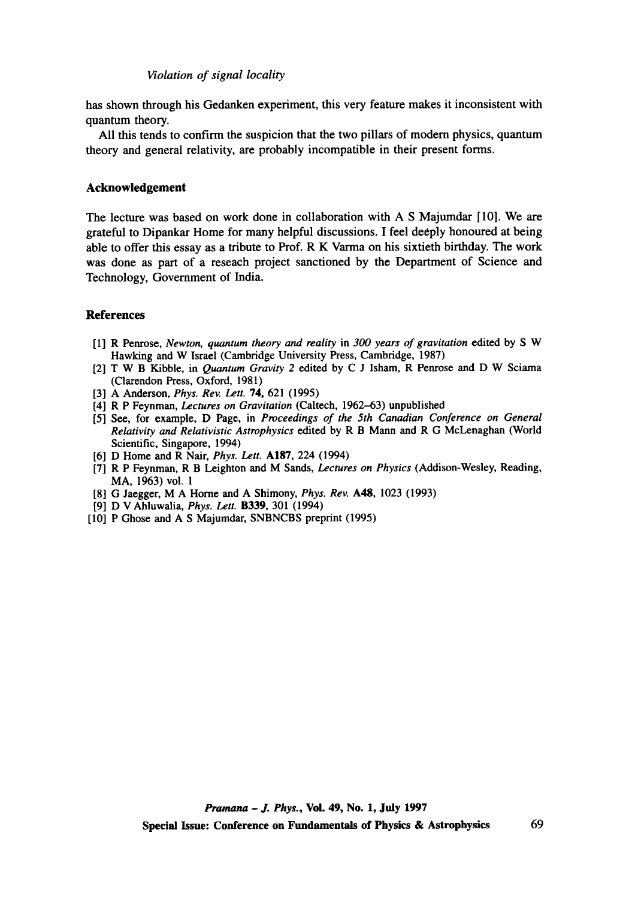has shown through his Gedanken experiment, this very feature makes it inconsistent with quantum theory.

All this tends to confirm the suspicion that the two pillars of modern physics, quantum theory and general relativity, are probably incompatible in their present forms.

## Acknowledgement

The lecture was based on work done in collaboration with A S Majumdar [10]. We are grateful to Dipankar Home for many helpful discussions. I feel deeply honoured at being able to offer this essay as a tribute to Prof. R K Varma on his sixtieth birthday. The work was done as part of a reseach project sanctioned by the Department of Science and Technology, Government of India.

## References

[1] R Penrose, *Newton, quantum theory and reality* in *300 years of gravitation* edited by S W Hawking and W Israel (Cambridge University Press, Cambridge, 1987)

[2] T W B Kibble, in *Quantum Gravity 2* edited by C J Isham, R Penrose and D W Sciama (Clarendon Press, Oxford, 1981)

[3] A Anderson, *Phys. Rev. Lett.* **74**, 621 (1995)

[4] R P Feynman, *Lectures on Gravitation* (Caltech, 1962–63) unpublished

[5] See, for example, D Page, in *Proceedings of the 5th Canadian Conference on General Relativity and Relativistic Astrophysics* edited by R B Mann and R G McLenaghan (World Scientific, Singapore, 1994)

[6] D Home and R Nair, *Phys. Lett.* **A187**, 224 (1994)

[7] R P Feynman, R B Leighton and M Sands, *Lectures on Physics* (Addison-Wesley, Reading, MA, 1963) vol. 1

[8] G Jaegger, M A Horne and A Shimony, *Phys. Rev.* **A48**, 1023 (1993)

[9] D V Ahluwalia, *Phys. Lett.* **B339**, 301 (1994)

[10] P Ghose and A S Majumdar, SNBNCBS preprint (1995)